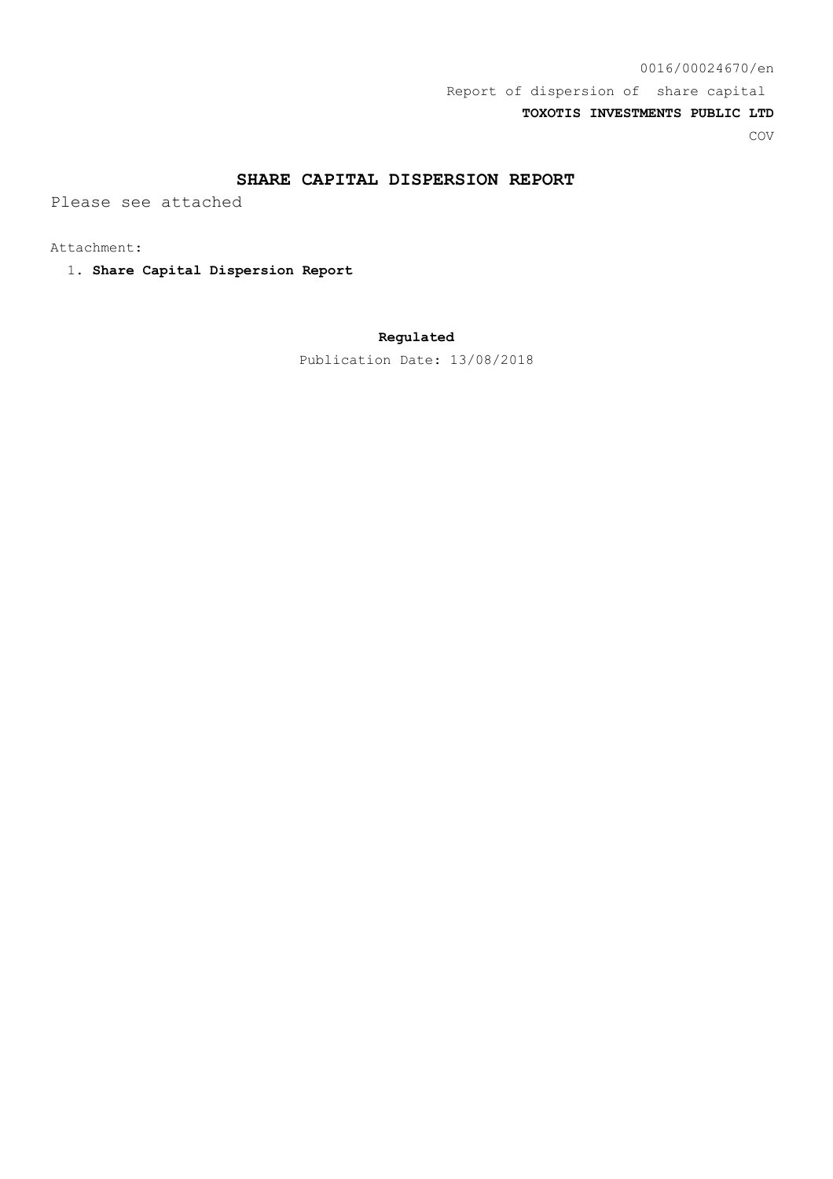0016/00024670/en

Report of dispersion of share capital

**TOXOTIS INVESTMENTS PUBLIC LTD**

COV

# SHARE CAPITAL DISPERSION REPORT

Please see attached

Attachment:

1. **Share Capital Dispersion Report**

**Regulated**

Publication Date: 13/08/2018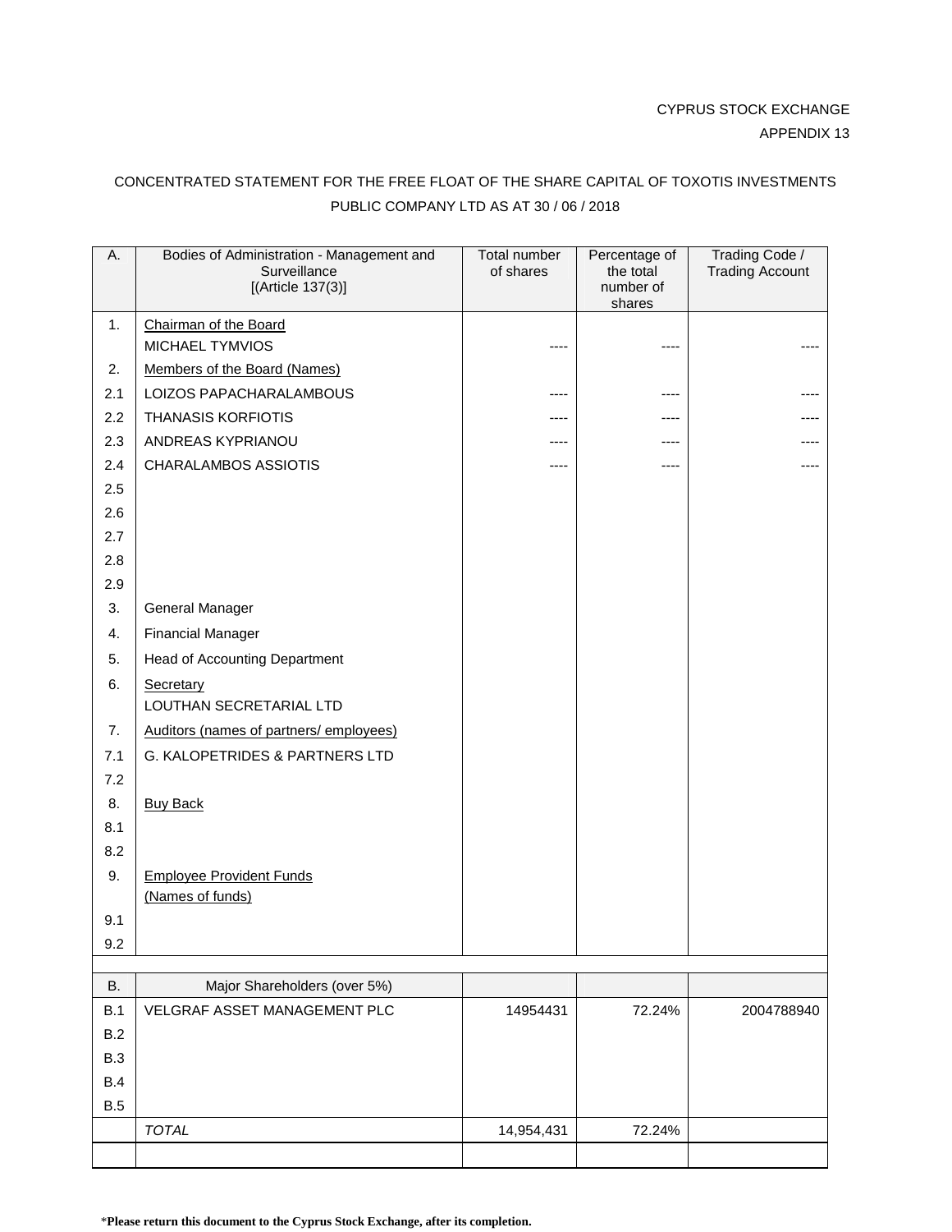CYPRUS STOCK EXCHANGE

APPENDIX 13

CONCENTRATED STATEMENT FOR THE FREE FLOAT OF THE SHARE CAPITAL OF TOXOTIS INVESTMENTS PUBLIC COMPANY LTD AS AT 30 / 06 / 2018

| A. | Bodies of Administration - Management and Surveillance [(Article 137(3)] | Total number of shares | Percentage of the total number of shares | Trading Code / Trading Account |
|---|---|---|---|---|
| 1. | Chairman of the Board | | | |
| | MICHAEL TYMVIOS | ---- | ---- | ---- |
| 2. | Members of the Board (Names) | | | |
| 2.1 | LOIZOS PAPACHARALAMBOUS | ---- | ---- | ---- |
| 2.2 | THANASIS KORFIOTIS | ---- | ---- | ---- |
| 2.3 | ANDREAS KYPRIANOU | ---- | ---- | ---- |
| 2.4 | CHARALAMBOS ASSIOTIS | ---- | ---- | ---- |
| 2.5 | | | | |
| 2.6 | | | | |
| 2.7 | | | | |
| 2.8 | | | | |
| 2.9 | | | | |
| 3. | General Manager | | | |
| 4. | Financial Manager | | | |
| 5. | Head of Accounting Department | | | |
| 6. | Secretary | | | |
| | LOUTHAN SECRETARIAL LTD | | | |
| 7. | Auditors (names of partners/ employees) | | | |
| 7.1 | G. KALOPETRIDES & PARTNERS LTD | | | |
| 7.2 | | | | |
| 8. | Buy Back | | | |
| 8.1 | | | | |
| 8.2 | | | | |
| 9. | Employee Provident Funds (Names of funds) | | | |
| 9.1 | | | | |
| 9.2 | | | | |

| B. | Major Shareholders (over 5%) | | | |
|---|---|---|---|---|
| B.1 | VELGRAF ASSET MANAGEMENT PLC | 14954431 | 72.24% | 2004788940 |
| B.2 | | | | |
| B.3 | | | | |
| B.4 | | | | |
| B.5 | | | | |
| | *TOTAL* | 14,954,431 | 72.24% | |

***Please return this document to the Cyprus Stock Exchange, after its completion.**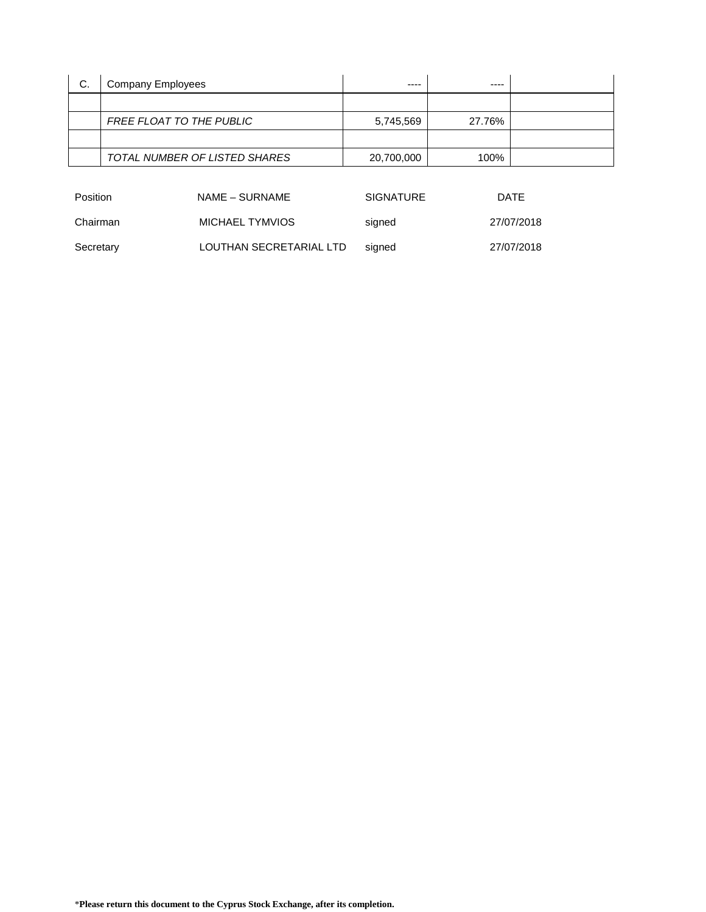| | | | | |
|---|---|---|---|---|
| C. | Company Employees | ---- | ---- | |
| | | | | |
| | *FREE FLOAT TO THE PUBLIC* | 5,745,569 | 27.76% | |
| | | | | |
| | *TOTAL NUMBER OF LISTED SHARES* | 20,700,000 | 100% | |

| Position | NAME – SURNAME | SIGNATURE | DATE |
|---|---|---|---|
| Chairman | MICHAEL TYMVIOS | signed | 27/07/2018 |
| Secretary | LOUTHAN SECRETARIAL LTD | signed | 27/07/2018 |

\***Please return this document to the Cyprus Stock Exchange, after its completion.**